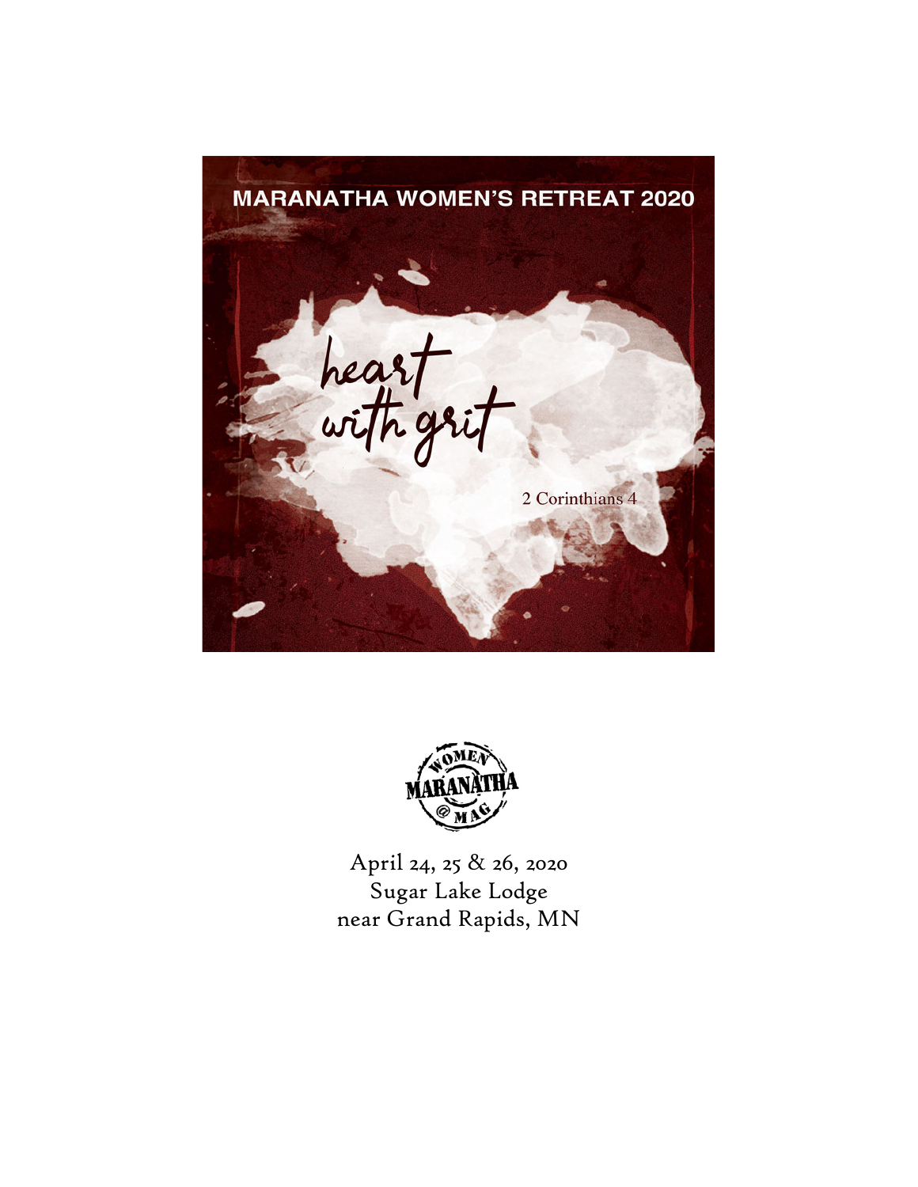# MARANATHA WOMEN'S RETREAT 2020

## heart with grit

2 Corinthians 4

WOMEN MARANATHA @ MAG

April 24, 25 & 26, 2020
Sugar Lake Lodge
near Grand Rapids, MN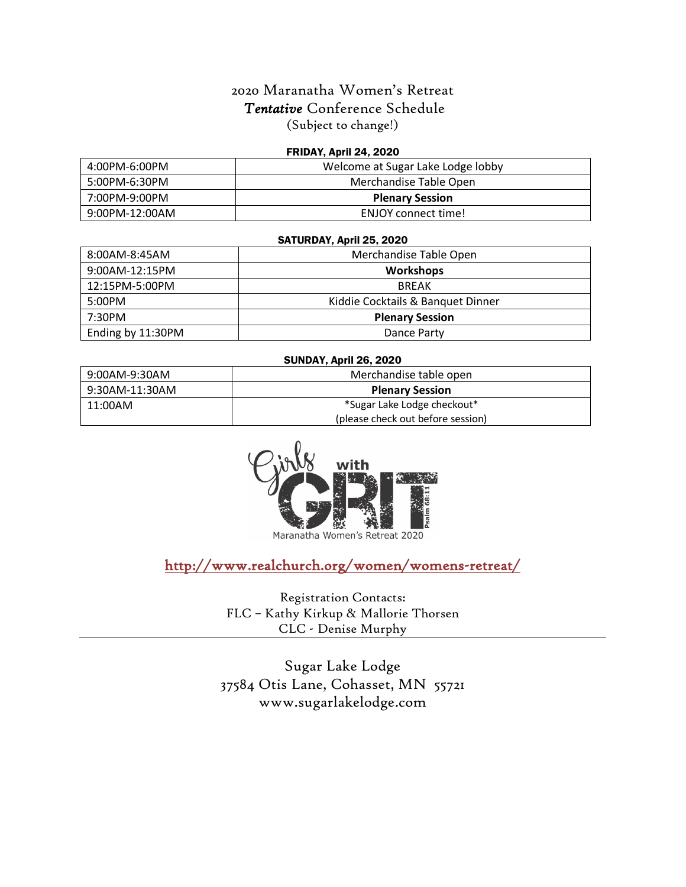# 2020 Maranatha Women's Retreat

## *Tentative* Conference Schedule

(Subject to change!)

**FRIDAY, April 24, 2020**

| | |
|---|---|
| 4:00PM-6:00PM | Welcome at Sugar Lake Lodge lobby |
| 5:00PM-6:30PM | Merchandise Table Open |
| 7:00PM-9:00PM | **Plenary Session** |
| 9:00PM-12:00AM | ENJOY connect time! |

**SATURDAY, April 25, 2020**

| | |
|---|---|
| 8:00AM-8:45AM | Merchandise Table Open |
| 9:00AM-12:15PM | **Workshops** |
| 12:15PM-5:00PM | BREAK |
| 5:00PM | Kiddie Cocktails & Banquet Dinner |
| 7:30PM | **Plenary Session** |
| Ending by 11:30PM | Dance Party |

**SUNDAY, April 26, 2020**

| | |
|---|---|
| 9:00AM-9:30AM | Merchandise table open |
| 9:30AM-11:30AM | **Plenary Session** |
| 11:00AM | *Sugar Lake Lodge checkout* (please check out before session) |

Girls with GRIT Psalm 68:11

Maranatha Women's Retreat 2020

http://www.realchurch.org/women/womens-retreat/

Registration Contacts:
FLC – Kathy Kirkup & Mallorie Thorsen
CLC - Denise Murphy

---

Sugar Lake Lodge
37584 Otis Lane, Cohasset, MN 55721
www.sugarlakelodge.com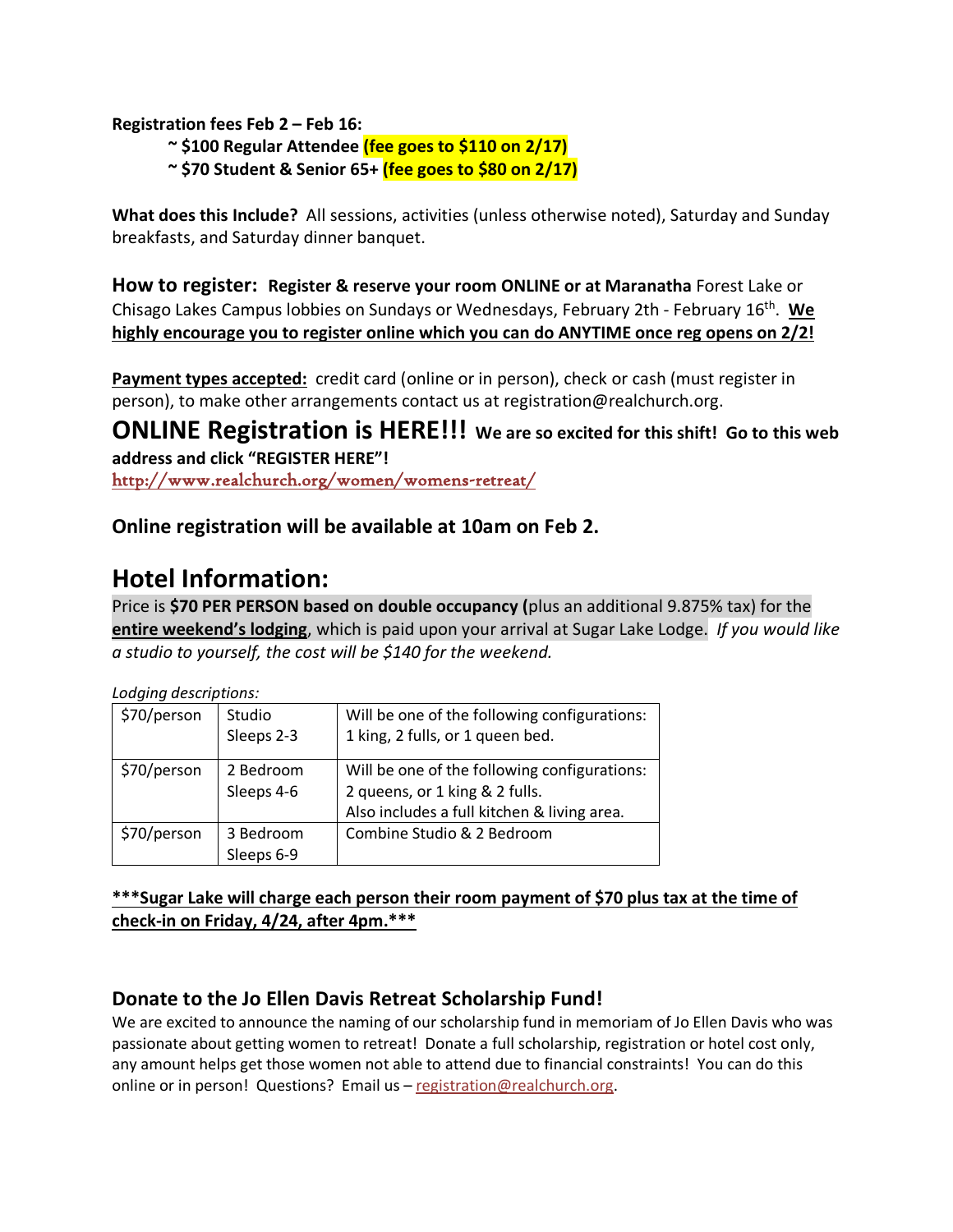**Registration fees Feb 2 – Feb 16:**

- **~ $100 Regular Attendee (fee goes to $110 on 2/17)**
- **~ $70 Student & Senior 65+ (fee goes to $80 on 2/17)**

**What does this Include?** All sessions, activities (unless otherwise noted), Saturday and Sunday breakfasts, and Saturday dinner banquet.

**How to register: Register & reserve your room ONLINE or at Maranatha** Forest Lake or Chisago Lakes Campus lobbies on Sundays or Wednesdays, February 2th - February 16th. **We highly encourage you to register online which you can do ANYTIME once reg opens on 2/2!**

**Payment types accepted:** credit card (online or in person), check or cash (must register in person), to make other arrangements contact us at registration@realchurch.org.

## ONLINE Registration is HERE!!! We are so excited for this shift! Go to this web address and click "REGISTER HERE"!

http://www.realchurch.org/women/womens-retreat/

**Online registration will be available at 10am on Feb 2.**

## Hotel Information:

Price is **$70 PER PERSON based on double occupancy (**plus an additional 9.875% tax) for the **entire weekend's lodging**, which is paid upon your arrival at Sugar Lake Lodge. *If you would like a studio to yourself, the cost will be $140 for the weekend.*

*Lodging descriptions:*

| $70/person | Studio<br>Sleeps 2-3 | Will be one of the following configurations:<br>1 king, 2 fulls, or 1 queen bed. |
|---|---|---|
| $70/person | 2 Bedroom<br>Sleeps 4-6 | Will be one of the following configurations:<br>2 queens, or 1 king & 2 fulls.<br>Also includes a full kitchen & living area. |
| $70/person | 3 Bedroom<br>Sleeps 6-9 | Combine Studio & 2 Bedroom |

**\*\*\*Sugar Lake will charge each person their room payment of $70 plus tax at the time of check-in on Friday, 4/24, after 4pm.\*\*\***

### Donate to the Jo Ellen Davis Retreat Scholarship Fund!

We are excited to announce the naming of our scholarship fund in memoriam of Jo Ellen Davis who was passionate about getting women to retreat! Donate a full scholarship, registration or hotel cost only, any amount helps get those women not able to attend due to financial constraints! You can do this online or in person! Questions? Email us – registration@realchurch.org.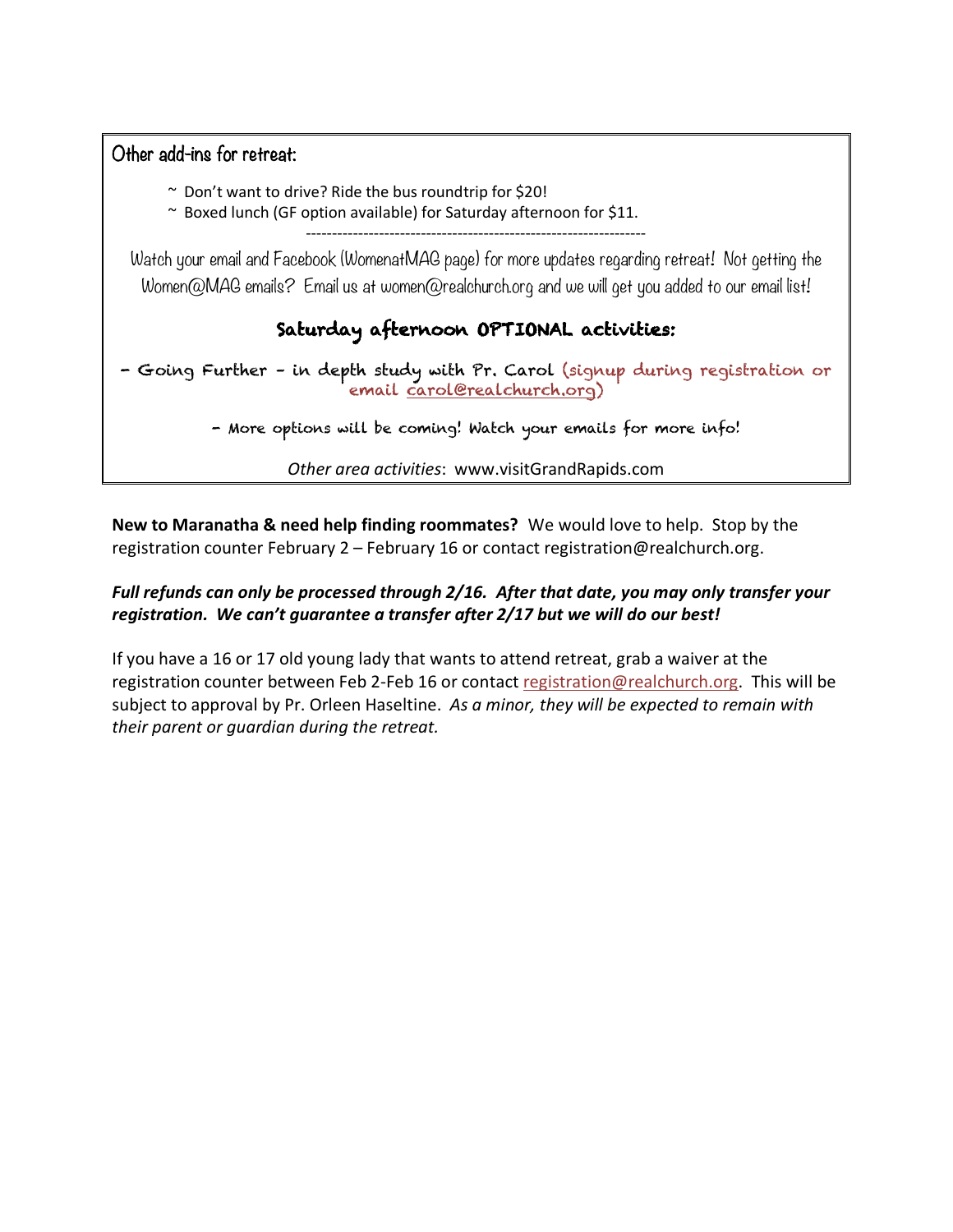Other add-ins for retreat:

- ~ Don't want to drive? Ride the bus roundtrip for $20!
- ~ Boxed lunch (GF option available) for Saturday afternoon for $11.

-----------------------------------------------------------------

Watch your email and Facebook (WomenatMAG page) for more updates regarding retreat! Not getting the Women@MAG emails? Email us at women@realchurch.org and we will get you added to our email list!

### Saturday afternoon OPTIONAL activities:

- Going Further - in depth study with Pr. Carol (signup during registration or email carol@realchurch.org)

- More options will be coming! Watch your emails for more info!

*Other area activities*: www.visitGrandRapids.com

**New to Maranatha & need help finding roommates?** We would love to help. Stop by the registration counter February 2 – February 16 or contact registration@realchurch.org.

***Full refunds can only be processed through 2/16. After that date, you may only transfer your registration. We can't guarantee a transfer after 2/17 but we will do our best!***

If you have a 16 or 17 old young lady that wants to attend retreat, grab a waiver at the registration counter between Feb 2-Feb 16 or contact registration@realchurch.org. This will be subject to approval by Pr. Orleen Haseltine. *As a minor, they will be expected to remain with their parent or guardian during the retreat.*